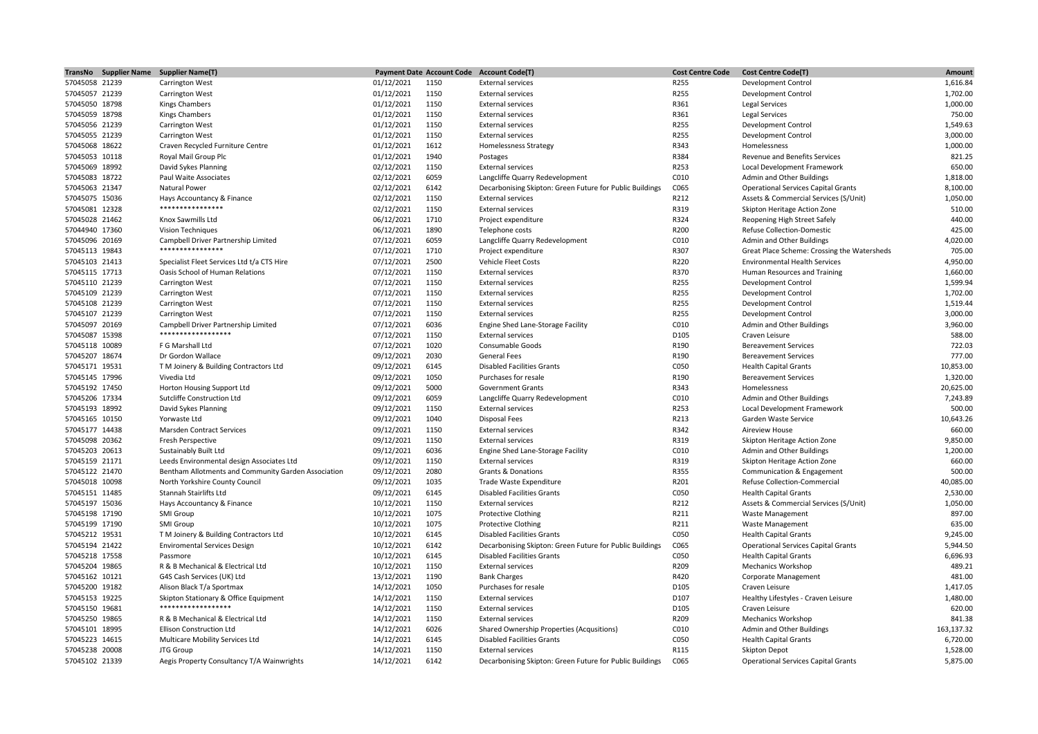| TransNo | Supplier Name | Supplier Name(T) | Payment Date | Account Code | Account Code(T) | Cost Centre Code | Cost Centre Code(T) | Amount |
|---|---|---|---|---|---|---|---|---|
| 57045058 | 21239 | Carrington West | 01/12/2021 | 1150 | External services | R255 | Development Control | 1,616.84 |
| 57045057 | 21239 | Carrington West | 01/12/2021 | 1150 | External services | R255 | Development Control | 1,702.00 |
| 57045050 | 18798 | Kings Chambers | 01/12/2021 | 1150 | External services | R361 | Legal Services | 1,000.00 |
| 57045059 | 18798 | Kings Chambers | 01/12/2021 | 1150 | External services | R361 | Legal Services | 750.00 |
| 57045056 | 21239 | Carrington West | 01/12/2021 | 1150 | External services | R255 | Development Control | 1,549.63 |
| 57045055 | 21239 | Carrington West | 01/12/2021 | 1150 | External services | R255 | Development Control | 3,000.00 |
| 57045068 | 18622 | Craven Recycled Furniture Centre | 01/12/2021 | 1612 | Homelessness Strategy | R343 | Homelessness | 1,000.00 |
| 57045053 | 10118 | Royal Mail Group Plc | 01/12/2021 | 1940 | Postages | R384 | Revenue and Benefits Services | 821.25 |
| 57045069 | 18992 | David Sykes Planning | 02/12/2021 | 1150 | External services | R253 | Local Development Framework | 650.00 |
| 57045083 | 18722 | Paul Waite Associates | 02/12/2021 | 6059 | Langcliffe Quarry Redevelopment | C010 | Admin and Other Buildings | 1,818.00 |
| 57045063 | 21347 | Natural Power | 02/12/2021 | 6142 | Decarbonising Skipton: Green Future for Public Buildings | C065 | Operational Services Capital Grants | 8,100.00 |
| 57045075 | 15036 | Hays Accountancy & Finance | 02/12/2021 | 1150 | External services | R212 | Assets & Commercial Services (S/Unit) | 1,050.00 |
| 57045081 | 12328 | **************** | 02/12/2021 | 1150 | External services | R319 | Skipton Heritage Action Zone | 510.00 |
| 57045028 | 21462 | Knox Sawmills Ltd | 06/12/2021 | 1710 | Project expenditure | R324 | Reopening High Street Safely | 440.00 |
| 57044940 | 17360 | Vision Techniques | 06/12/2021 | 1890 | Telephone costs | R200 | Refuse Collection-Domestic | 425.00 |
| 57045096 | 20169 | Campbell Driver Partnership Limited | 07/12/2021 | 6059 | Langcliffe Quarry Redevelopment | C010 | Admin and Other Buildings | 4,020.00 |
| 57045113 | 19843 | **************** | 07/12/2021 | 1710 | Project expenditure | R307 | Great Place Scheme: Crossing the Watersheds | 705.00 |
| 57045103 | 21413 | Specialist Fleet Services Ltd t/a CTS Hire | 07/12/2021 | 2500 | Vehicle Fleet Costs | R220 | Environmental Health Services | 4,950.00 |
| 57045115 | 17713 | Oasis School of Human Relations | 07/12/2021 | 1150 | External services | R370 | Human Resources and Training | 1,660.00 |
| 57045110 | 21239 | Carrington West | 07/12/2021 | 1150 | External services | R255 | Development Control | 1,599.94 |
| 57045109 | 21239 | Carrington West | 07/12/2021 | 1150 | External services | R255 | Development Control | 1,702.00 |
| 57045108 | 21239 | Carrington West | 07/12/2021 | 1150 | External services | R255 | Development Control | 1,519.44 |
| 57045107 | 21239 | Carrington West | 07/12/2021 | 1150 | External services | R255 | Development Control | 3,000.00 |
| 57045097 | 20169 | Campbell Driver Partnership Limited | 07/12/2021 | 6036 | Engine Shed Lane-Storage Facility | C010 | Admin and Other Buildings | 3,960.00 |
| 57045087 | 15398 | ****************** | 07/12/2021 | 1150 | External services | D105 | Craven Leisure | 588.00 |
| 57045118 | 10089 | F G Marshall Ltd | 07/12/2021 | 1020 | Consumable Goods | R190 | Bereavement Services | 722.03 |
| 57045207 | 18674 | Dr Gordon Wallace | 09/12/2021 | 2030 | General Fees | R190 | Bereavement Services | 777.00 |
| 57045171 | 19531 | T M Joinery & Building Contractors Ltd | 09/12/2021 | 6145 | Disabled Facilities Grants | C050 | Health Capital Grants | 10,853.00 |
| 57045145 | 17996 | Vivedia Ltd | 09/12/2021 | 1050 | Purchases for resale | R190 | Bereavement Services | 1,320.00 |
| 57045192 | 17450 | Horton Housing Support Ltd | 09/12/2021 | 5000 | Government Grants | R343 | Homelessness | 20,625.00 |
| 57045206 | 17334 | Sutcliffe Construction Ltd | 09/12/2021 | 6059 | Langcliffe Quarry Redevelopment | C010 | Admin and Other Buildings | 7,243.89 |
| 57045193 | 18992 | David Sykes Planning | 09/12/2021 | 1150 | External services | R253 | Local Development Framework | 500.00 |
| 57045165 | 10150 | Yorwaste Ltd | 09/12/2021 | 1040 | Disposal Fees | R213 | Garden Waste Service | 10,643.26 |
| 57045177 | 14438 | Marsden Contract Services | 09/12/2021 | 1150 | External services | R342 | Aireview House | 660.00 |
| 57045098 | 20362 | Fresh Perspective | 09/12/2021 | 1150 | External services | R319 | Skipton Heritage Action Zone | 9,850.00 |
| 57045203 | 20613 | Sustainably Built Ltd | 09/12/2021 | 6036 | Engine Shed Lane-Storage Facility | C010 | Admin and Other Buildings | 1,200.00 |
| 57045159 | 21171 | Leeds Environmental design Associates Ltd | 09/12/2021 | 1150 | External services | R319 | Skipton Heritage Action Zone | 660.00 |
| 57045122 | 21470 | Bentham Allotments and Community Garden Association | 09/12/2021 | 2080 | Grants & Donations | R355 | Communication & Engagement | 500.00 |
| 57045018 | 10098 | North Yorkshire County Council | 09/12/2021 | 1035 | Trade Waste Expenditure | R201 | Refuse Collection-Commercial | 40,085.00 |
| 57045151 | 11485 | Stannah Stairlifts Ltd | 09/12/2021 | 6145 | Disabled Facilities Grants | C050 | Health Capital Grants | 2,530.00 |
| 57045197 | 15036 | Hays Accountancy & Finance | 10/12/2021 | 1150 | External services | R212 | Assets & Commercial Services (S/Unit) | 1,050.00 |
| 57045198 | 17190 | SMI Group | 10/12/2021 | 1075 | Protective Clothing | R211 | Waste Management | 897.00 |
| 57045199 | 17190 | SMI Group | 10/12/2021 | 1075 | Protective Clothing | R211 | Waste Management | 635.00 |
| 57045212 | 19531 | T M Joinery & Building Contractors Ltd | 10/12/2021 | 6145 | Disabled Facilities Grants | C050 | Health Capital Grants | 9,245.00 |
| 57045194 | 21422 | Enviromental Services Design | 10/12/2021 | 6142 | Decarbonising Skipton: Green Future for Public Buildings | C065 | Operational Services Capital Grants | 5,944.50 |
| 57045218 | 17558 | Passmore | 10/12/2021 | 6145 | Disabled Facilities Grants | C050 | Health Capital Grants | 6,696.93 |
| 57045204 | 19865 | R & B Mechanical & Electrical Ltd | 10/12/2021 | 1150 | External services | R209 | Mechanics Workshop | 489.21 |
| 57045162 | 10121 | G4S Cash Services (UK) Ltd | 13/12/2021 | 1190 | Bank Charges | R420 | Corporate Management | 481.00 |
| 57045200 | 19182 | Alison Black T/a Sportmax | 14/12/2021 | 1050 | Purchases for resale | D105 | Craven Leisure | 1,417.05 |
| 57045153 | 19225 | Skipton Stationary & Office Equipment | 14/12/2021 | 1150 | External services | D107 | Healthy Lifestyles - Craven Leisure | 1,480.00 |
| 57045150 | 19681 | ****************** | 14/12/2021 | 1150 | External services | D105 | Craven Leisure | 620.00 |
| 57045250 | 19865 | R & B Mechanical & Electrical Ltd | 14/12/2021 | 1150 | External services | R209 | Mechanics Workshop | 841.38 |
| 57045101 | 18995 | Ellison Construction Ltd | 14/12/2021 | 6026 | Shared Ownership Properties (Acqusitions) | C010 | Admin and Other Buildings | 163,137.32 |
| 57045223 | 14615 | Multicare Mobility Services Ltd | 14/12/2021 | 6145 | Disabled Facilities Grants | C050 | Health Capital Grants | 6,720.00 |
| 57045238 | 20008 | JTG Group | 14/12/2021 | 1150 | External services | R115 | Skipton Depot | 1,528.00 |
| 57045102 | 21339 | Aegis Property Consultancy T/A Wainwrights | 14/12/2021 | 6142 | Decarbonising Skipton: Green Future for Public Buildings | C065 | Operational Services Capital Grants | 5,875.00 |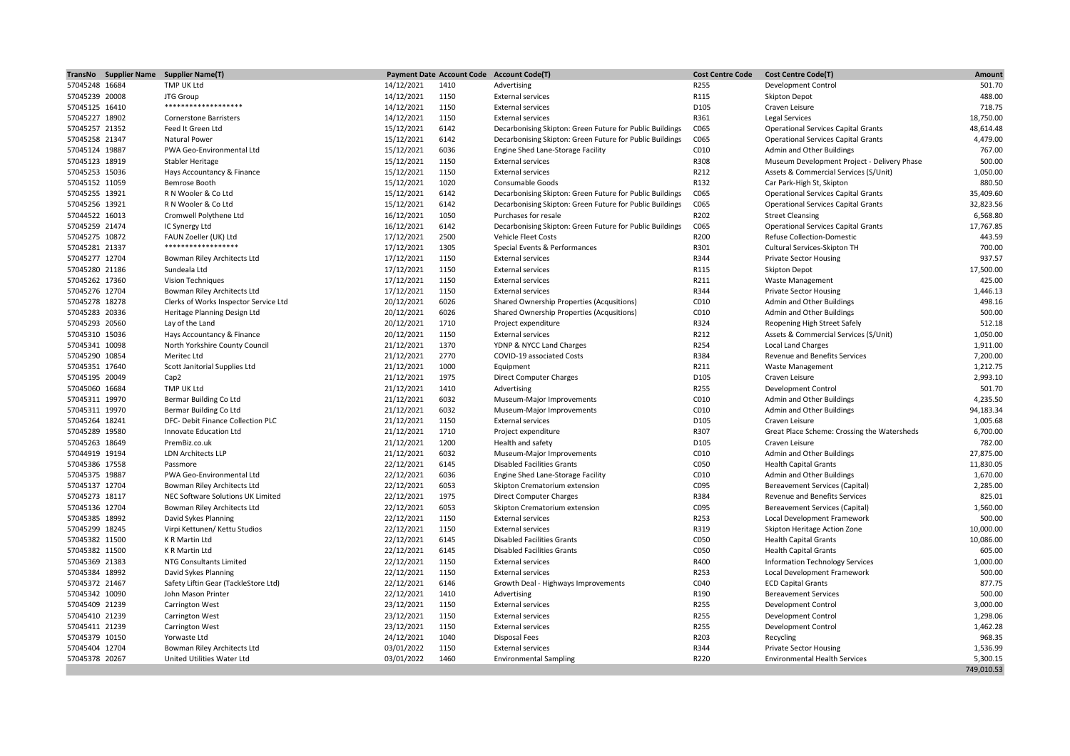| TransNo | Supplier Name | Supplier Name(T) | Payment Date | Account Code | Account Code(T) | Cost Centre Code | Cost Centre Code(T) | Amount |
|---|---|---|---|---|---|---|---|---|
| 57045248 | 16684 | TMP UK Ltd | 14/12/2021 | 1410 | Advertising | R255 | Development Control | 501.70 |
| 57045239 | 20008 | JTG Group | 14/12/2021 | 1150 | External services | R115 | Skipton Depot | 488.00 |
| 57045125 | 16410 | ****************** | 14/12/2021 | 1150 | External services | D105 | Craven Leisure | 718.75 |
| 57045227 | 18902 | Cornerstone Barristers | 14/12/2021 | 1150 | External services | R361 | Legal Services | 18,750.00 |
| 57045257 | 21352 | Feed It Green Ltd | 15/12/2021 | 6142 | Decarbonising Skipton: Green Future for Public Buildings | C065 | Operational Services Capital Grants | 48,614.48 |
| 57045258 | 21347 | Natural Power | 15/12/2021 | 6142 | Decarbonising Skipton: Green Future for Public Buildings | C065 | Operational Services Capital Grants | 4,479.00 |
| 57045124 | 19887 | PWA Geo-Environmental Ltd | 15/12/2021 | 6036 | Engine Shed Lane-Storage Facility | C010 | Admin and Other Buildings | 767.00 |
| 57045123 | 18919 | Stabler Heritage | 15/12/2021 | 1150 | External services | R308 | Museum Development Project - Delivery Phase | 500.00 |
| 57045253 | 15036 | Hays Accountancy & Finance | 15/12/2021 | 1150 | External services | R212 | Assets & Commercial Services (S/Unit) | 1,050.00 |
| 57045152 | 11059 | Bemrose Booth | 15/12/2021 | 1020 | Consumable Goods | R132 | Car Park-High St, Skipton | 880.50 |
| 57045255 | 13921 | R N Wooler & Co Ltd | 15/12/2021 | 6142 | Decarbonising Skipton: Green Future for Public Buildings | C065 | Operational Services Capital Grants | 35,409.60 |
| 57045256 | 13921 | R N Wooler & Co Ltd | 15/12/2021 | 6142 | Decarbonising Skipton: Green Future for Public Buildings | C065 | Operational Services Capital Grants | 32,823.56 |
| 57044522 | 16013 | Cromwell Polythene Ltd | 16/12/2021 | 1050 | Purchases for resale | R202 | Street Cleansing | 6,568.80 |
| 57045259 | 21474 | IC Synergy Ltd | 16/12/2021 | 6142 | Decarbonising Skipton: Green Future for Public Buildings | C065 | Operational Services Capital Grants | 17,767.85 |
| 57045275 | 10872 | FAUN Zoeller (UK) Ltd | 17/12/2021 | 2500 | Vehicle Fleet Costs | R200 | Refuse Collection-Domestic | 443.59 |
| 57045281 | 21337 | ****************** | 17/12/2021 | 1305 | Special Events & Performances | R301 | Cultural Services-Skipton TH | 700.00 |
| 57045277 | 12704 | Bowman Riley Architects Ltd | 17/12/2021 | 1150 | External services | R344 | Private Sector Housing | 937.57 |
| 57045280 | 21186 | Sundeala Ltd | 17/12/2021 | 1150 | External services | R115 | Skipton Depot | 17,500.00 |
| 57045262 | 17360 | Vision Techniques | 17/12/2021 | 1150 | External services | R211 | Waste Management | 425.00 |
| 57045276 | 12704 | Bowman Riley Architects Ltd | 17/12/2021 | 1150 | External services | R344 | Private Sector Housing | 1,446.13 |
| 57045278 | 18278 | Clerks of Works Inspector Service Ltd | 20/12/2021 | 6026 | Shared Ownership Properties (Acqusitions) | C010 | Admin and Other Buildings | 498.16 |
| 57045283 | 20336 | Heritage Planning Design Ltd | 20/12/2021 | 6026 | Shared Ownership Properties (Acqusitions) | C010 | Admin and Other Buildings | 500.00 |
| 57045293 | 20560 | Lay of the Land | 20/12/2021 | 1710 | Project expenditure | R324 | Reopening High Street Safely | 512.18 |
| 57045310 | 15036 | Hays Accountancy & Finance | 20/12/2021 | 1150 | External services | R212 | Assets & Commercial Services (S/Unit) | 1,050.00 |
| 57045341 | 10098 | North Yorkshire County Council | 21/12/2021 | 1370 | YDNP & NYCC Land Charges | R254 | Local Land Charges | 1,911.00 |
| 57045290 | 10854 | Meritec Ltd | 21/12/2021 | 2770 | COVID-19 associated Costs | R384 | Revenue and Benefits Services | 7,200.00 |
| 57045351 | 17640 | Scott Janitorial Supplies Ltd | 21/12/2021 | 1000 | Equipment | R211 | Waste Management | 1,212.75 |
| 57045195 | 20049 | Cap2 | 21/12/2021 | 1975 | Direct Computer Charges | D105 | Craven Leisure | 2,993.10 |
| 57045060 | 16684 | TMP UK Ltd | 21/12/2021 | 1410 | Advertising | R255 | Development Control | 501.70 |
| 57045311 | 19970 | Bermar Building Co Ltd | 21/12/2021 | 6032 | Museum-Major Improvements | C010 | Admin and Other Buildings | 4,235.50 |
| 57045311 | 19970 | Bermar Building Co Ltd | 21/12/2021 | 6032 | Museum-Major Improvements | C010 | Admin and Other Buildings | 94,183.34 |
| 57045264 | 18241 | DFC- Debit Finance Collection PLC | 21/12/2021 | 1150 | External services | D105 | Craven Leisure | 1,005.68 |
| 57045289 | 19580 | Innovate Education Ltd | 21/12/2021 | 1710 | Project expenditure | R307 | Great Place Scheme: Crossing the Watersheds | 6,700.00 |
| 57045263 | 18649 | PremBiz.co.uk | 21/12/2021 | 1200 | Health and safety | D105 | Craven Leisure | 782.00 |
| 57044919 | 19194 | LDN Architects LLP | 21/12/2021 | 6032 | Museum-Major Improvements | C010 | Admin and Other Buildings | 27,875.00 |
| 57045386 | 17558 | Passmore | 22/12/2021 | 6145 | Disabled Facilities Grants | C050 | Health Capital Grants | 11,830.05 |
| 57045375 | 19887 | PWA Geo-Environmental Ltd | 22/12/2021 | 6036 | Engine Shed Lane-Storage Facility | C010 | Admin and Other Buildings | 1,670.00 |
| 57045137 | 12704 | Bowman Riley Architects Ltd | 22/12/2021 | 6053 | Skipton Crematorium extension | C095 | Bereavement Services (Capital) | 2,285.00 |
| 57045273 | 18117 | NEC Software Solutions UK Limited | 22/12/2021 | 1975 | Direct Computer Charges | R384 | Revenue and Benefits Services | 825.01 |
| 57045136 | 12704 | Bowman Riley Architects Ltd | 22/12/2021 | 6053 | Skipton Crematorium extension | C095 | Bereavement Services (Capital) | 1,560.00 |
| 57045385 | 18992 | David Sykes Planning | 22/12/2021 | 1150 | External services | R253 | Local Development Framework | 500.00 |
| 57045299 | 18245 | Virpi Kettunen/ Kettu Studios | 22/12/2021 | 1150 | External services | R319 | Skipton Heritage Action Zone | 10,000.00 |
| 57045382 | 11500 | K R Martin Ltd | 22/12/2021 | 6145 | Disabled Facilities Grants | C050 | Health Capital Grants | 10,086.00 |
| 57045382 | 11500 | K R Martin Ltd | 22/12/2021 | 6145 | Disabled Facilities Grants | C050 | Health Capital Grants | 605.00 |
| 57045369 | 21383 | NTG Consultants Limited | 22/12/2021 | 1150 | External services | R400 | Information Technology Services | 1,000.00 |
| 57045384 | 18992 | David Sykes Planning | 22/12/2021 | 1150 | External services | R253 | Local Development Framework | 500.00 |
| 57045372 | 21467 | Safety Liftin Gear (TackleStore Ltd) | 22/12/2021 | 6146 | Growth Deal - Highways Improvements | C040 | ECD Capital Grants | 877.75 |
| 57045342 | 10090 | John Mason Printer | 22/12/2021 | 1410 | Advertising | R190 | Bereavement Services | 500.00 |
| 57045409 | 21239 | Carrington West | 23/12/2021 | 1150 | External services | R255 | Development Control | 3,000.00 |
| 57045410 | 21239 | Carrington West | 23/12/2021 | 1150 | External services | R255 | Development Control | 1,298.06 |
| 57045411 | 21239 | Carrington West | 23/12/2021 | 1150 | External services | R255 | Development Control | 1,462.28 |
| 57045379 | 10150 | Yorwaste Ltd | 24/12/2021 | 1040 | Disposal Fees | R203 | Recycling | 968.35 |
| 57045404 | 12704 | Bowman Riley Architects Ltd | 03/01/2022 | 1150 | External services | R344 | Private Sector Housing | 1,536.99 |
| 57045378 | 20267 | United Utilities Water Ltd | 03/01/2022 | 1460 | Environmental Sampling | R220 | Environmental Health Services | 5,300.15 |
| | | | | | | | | 749,010.53 |